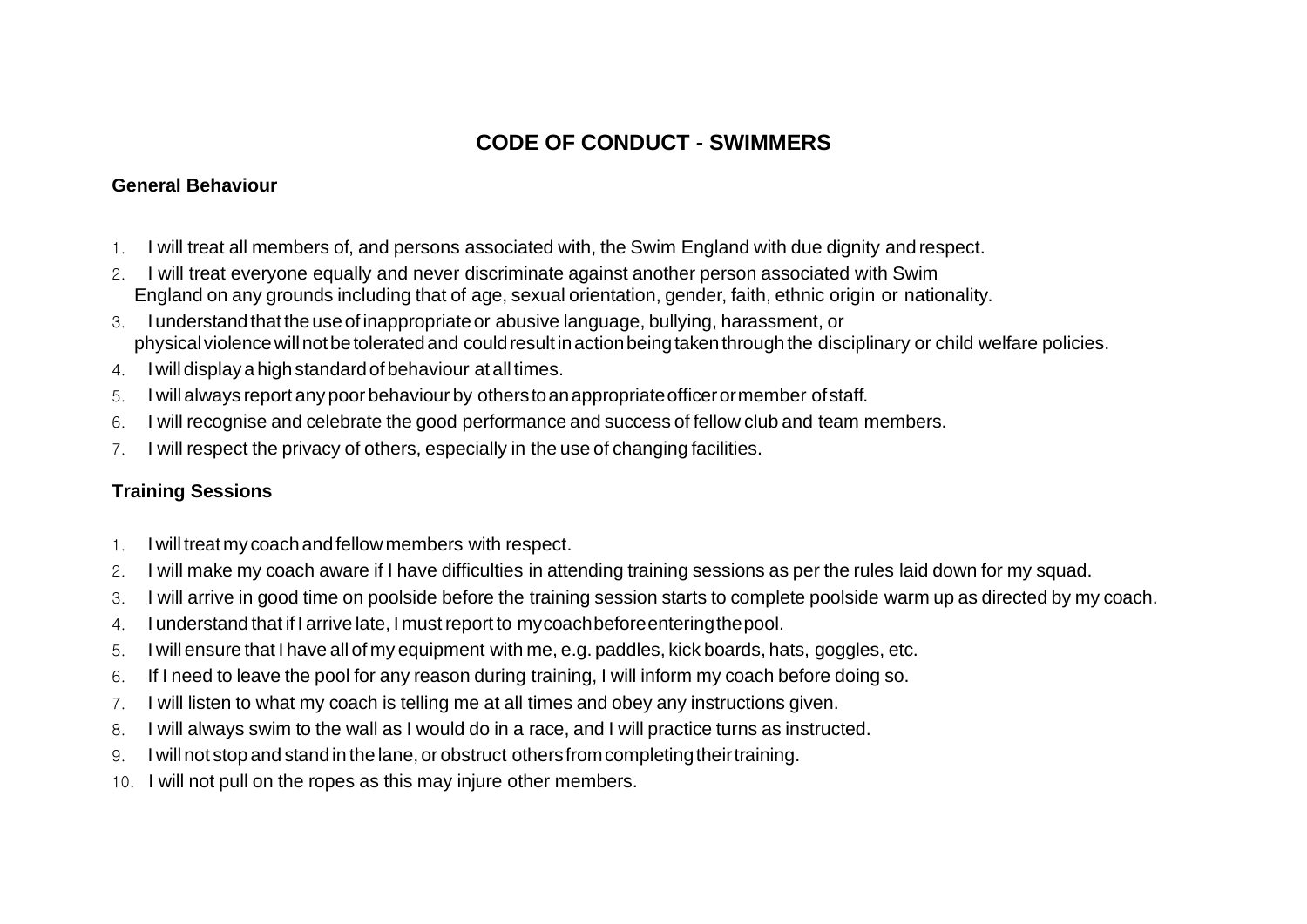# CODE OF CONDUCT - SWIMMERS

## General Behaviour

1. I will treat all members of, and persons associated with, the Swim England with due dignity and respect.
2. I will treat everyone equally and never discriminate against another person associated with Swim England on any grounds including that of age, sexual orientation, gender, faith, ethnic origin or nationality.
3. I understand that the use of inappropriate or abusive language, bullying, harassment, or physical violence will not be tolerated and could result in action being taken through the disciplinary or child welfare policies.
4. I will display a high standard of behaviour at all times.
5. I will always report any poor behaviour by others to an appropriate officer or member of staff.
6. I will recognise and celebrate the good performance and success of fellow club and team members.
7. I will respect the privacy of others, especially in the use of changing facilities.

## Training Sessions

1. I will treat my coach and fellow members with respect.
2. I will make my coach aware if I have difficulties in attending training sessions as per the rules laid down for my squad.
3. I will arrive in good time on poolside before the training session starts to complete poolside warm up as directed by my coach.
4. I understand that if I arrive late, I must report to my coach before entering the pool.
5. I will ensure that I have all of my equipment with me, e.g. paddles, kick boards, hats, goggles, etc.
6. If I need to leave the pool for any reason during training, I will inform my coach before doing so.
7. I will listen to what my coach is telling me at all times and obey any instructions given.
8. I will always swim to the wall as I would do in a race, and I will practice turns as instructed.
9. I will not stop and stand in the lane, or obstruct others from completing their training.
10. I will not pull on the ropes as this may injure other members.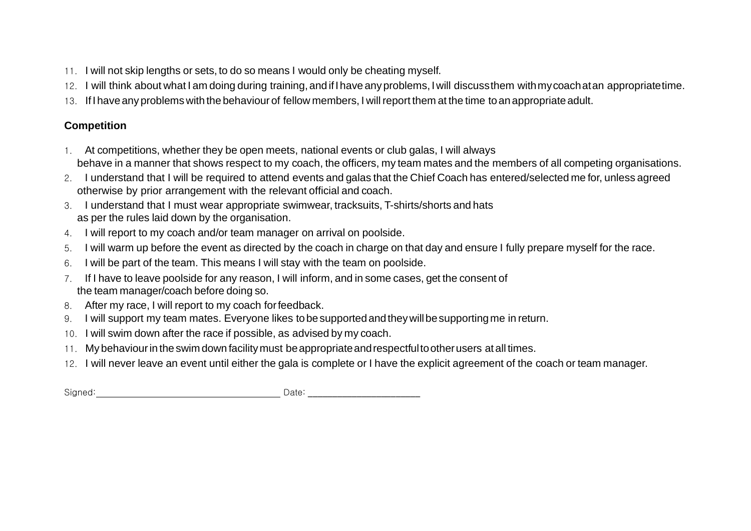11. I will not skip lengths or sets, to do so means I would only be cheating myself.
12. I will think about what I am doing during training, and if I have any problems, I will discuss them with my coach at an appropriate time.
13. If I have any problems with the behaviour of fellow members, I will report them at the time to an appropriate adult.

**Competition**

1. At competitions, whether they be open meets, national events or club galas, I will always behave in a manner that shows respect to my coach, the officers, my team mates and the members of all competing organisations.
2. I understand that I will be required to attend events and galas that the Chief Coach has entered/selected me for, unless agreed otherwise by prior arrangement with the relevant official and coach.
3. I understand that I must wear appropriate swimwear, tracksuits, T-shirts/shorts and hats as per the rules laid down by the organisation.
4. I will report to my coach and/or team manager on arrival on poolside.
5. I will warm up before the event as directed by the coach in charge on that day and ensure I fully prepare myself for the race.
6. I will be part of the team. This means I will stay with the team on poolside.
7. If I have to leave poolside for any reason, I will inform, and in some cases, get the consent of the team manager/coach before doing so.
8. After my race, I will report to my coach for feedback.
9. I will support my team mates. Everyone likes to be supported and they will be supporting me in return.
10. I will swim down after the race if possible, as advised by my coach.
11. My behaviour in the swim down facility must be appropriate and respectful to other users at all times.
12. I will never leave an event until either the gala is complete or I have the explicit agreement of the coach or team manager.

Signed: ____________________________________ Date: ______________________